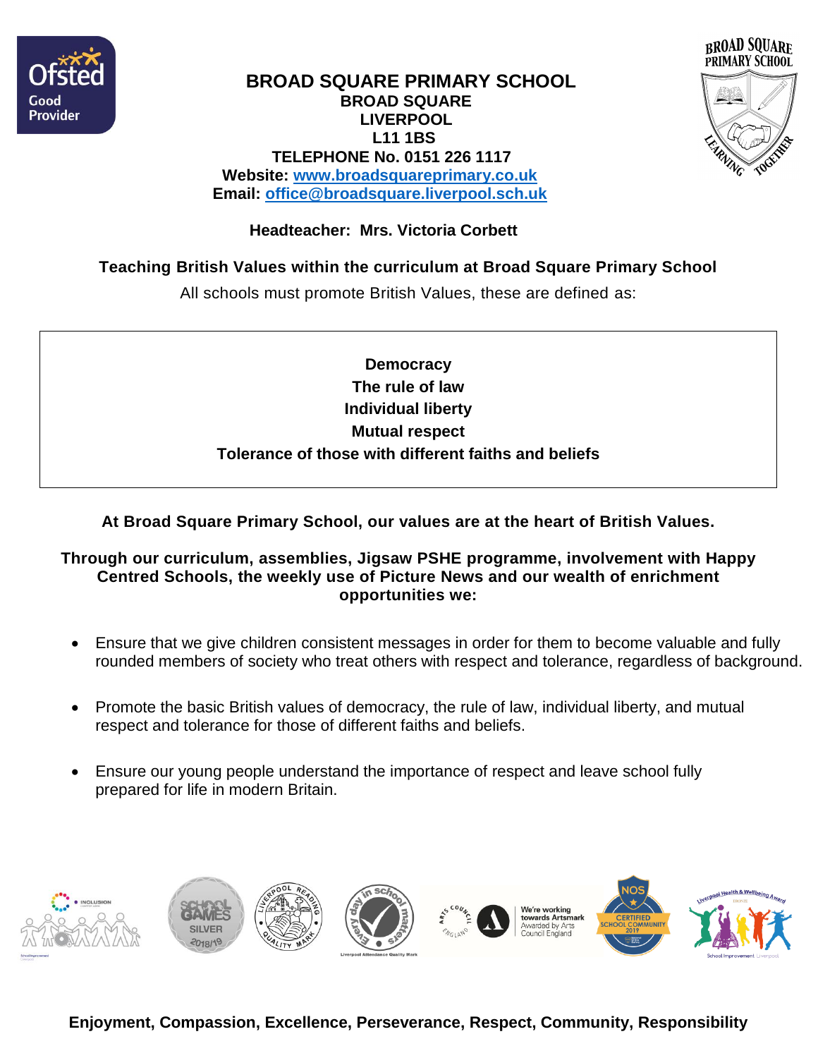# BROAD SQUARE PRIMARY SCHOOL

**BROAD SQUARE**
**LIVERPOOL**
**L11 1BS**
**TELEPHONE No. 0151 226 1117**
**Website: www.broadsquareprimary.co.uk**
**Email: office@broadsquare.liverpool.sch.uk**

**Headteacher: Mrs. Victoria Corbett**

## Teaching British Values within the curriculum at Broad Square Primary School

All schools must promote British Values, these are defined as:

**Democracy**
**The rule of law**
**Individual liberty**
**Mutual respect**
**Tolerance of those with different faiths and beliefs**

**At Broad Square Primary School, our values are at the heart of British Values.**

**Through our curriculum, assemblies, Jigsaw PSHE programme, involvement with Happy Centred Schools, the weekly use of Picture News and our wealth of enrichment opportunities we:**

- Ensure that we give children consistent messages in order for them to become valuable and fully rounded members of society who treat others with respect and tolerance, regardless of background.
- Promote the basic British values of democracy, the rule of law, individual liberty, and mutual respect and tolerance for those of different faiths and beliefs.
- Ensure our young people understand the importance of respect and leave school fully prepared for life in modern Britain.

**Enjoyment, Compassion, Excellence, Perseverance, Respect, Community, Responsibility**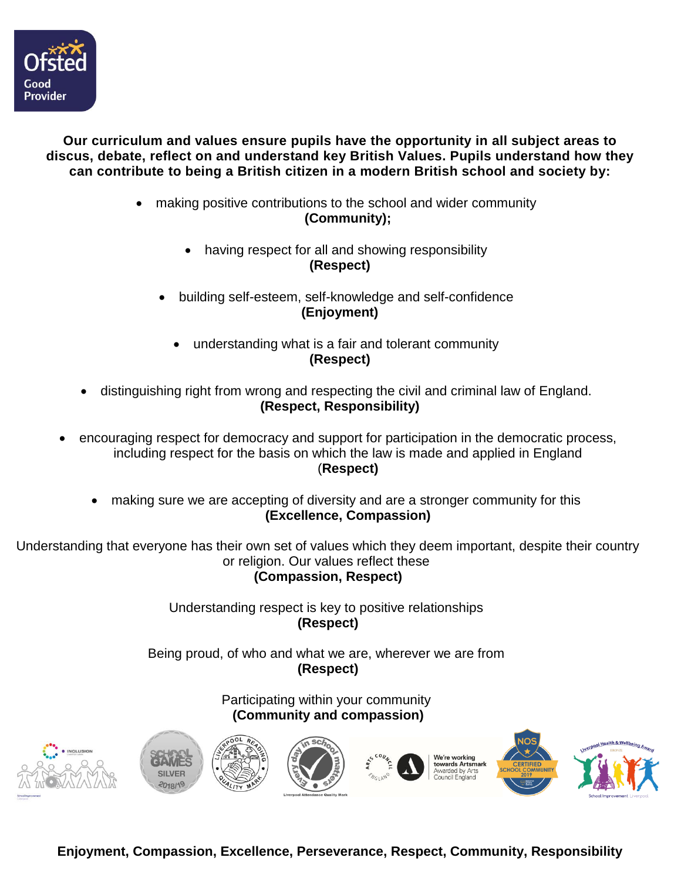**Our curriculum and values ensure pupils have the opportunity in all subject areas to discus, debate, reflect on and understand key British Values. Pupils understand how they can contribute to being a British citizen in a modern British school and society by:**

- making positive contributions to the school and wider community **(Community);**
- having respect for all and showing responsibility **(Respect)**
- building self-esteem, self-knowledge and self-confidence **(Enjoyment)**
- understanding what is a fair and tolerant community **(Respect)**
- distinguishing right from wrong and respecting the civil and criminal law of England. **(Respect, Responsibility)**
- encouraging respect for democracy and support for participation in the democratic process, including respect for the basis on which the law is made and applied in England (**Respect)**
- making sure we are accepting of diversity and are a stronger community for this **(Excellence, Compassion)**

Understanding that everyone has their own set of values which they deem important, despite their country or religion. Our values reflect these
**(Compassion, Respect)**

Understanding respect is key to positive relationships
**(Respect)**

Being proud, of who and what we are, wherever we are from
**(Respect)**

Participating within your community
**(Community and compassion)**

**Enjoyment, Compassion, Excellence, Perseverance, Respect, Community, Responsibility**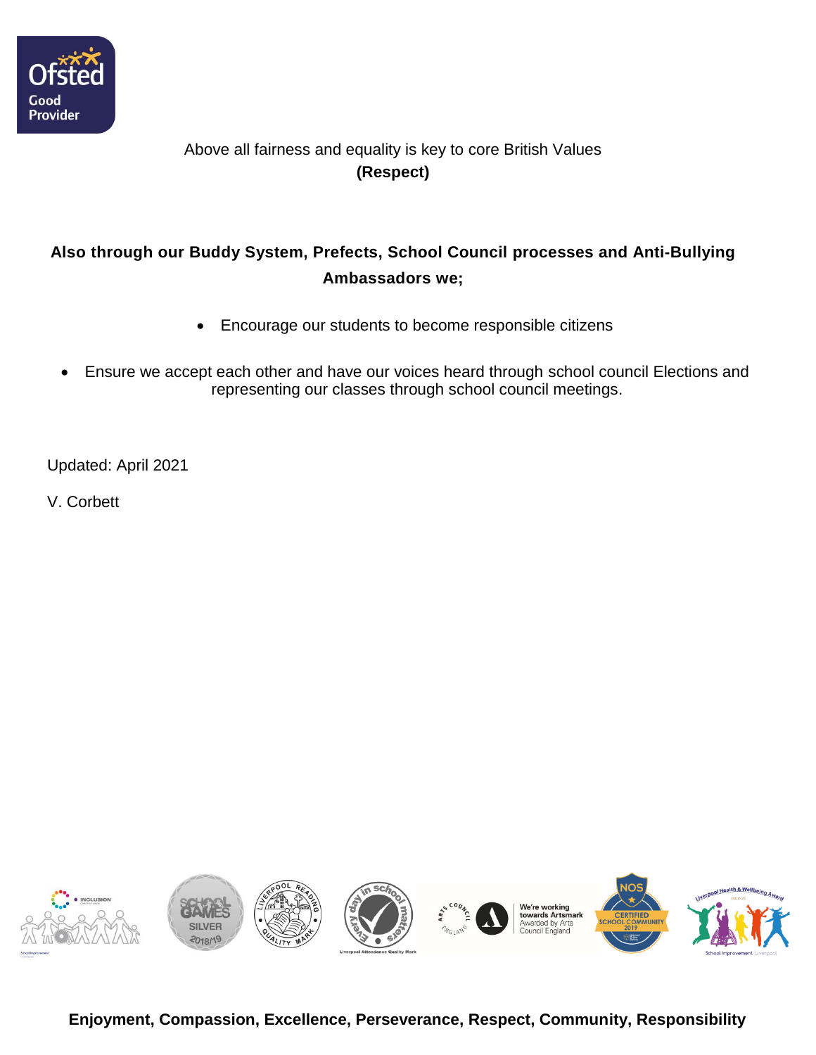Above all fairness and equality is key to core British Values
**(Respect)**

**Also through our Buddy System, Prefects, School Council processes and Anti-Bullying Ambassadors we;**

- Encourage our students to become responsible citizens
- Ensure we accept each other and have our voices heard through school council Elections and representing our classes through school council meetings.

Updated: April 2021

V. Corbett

**Enjoyment, Compassion, Excellence, Perseverance, Respect, Community, Responsibility**